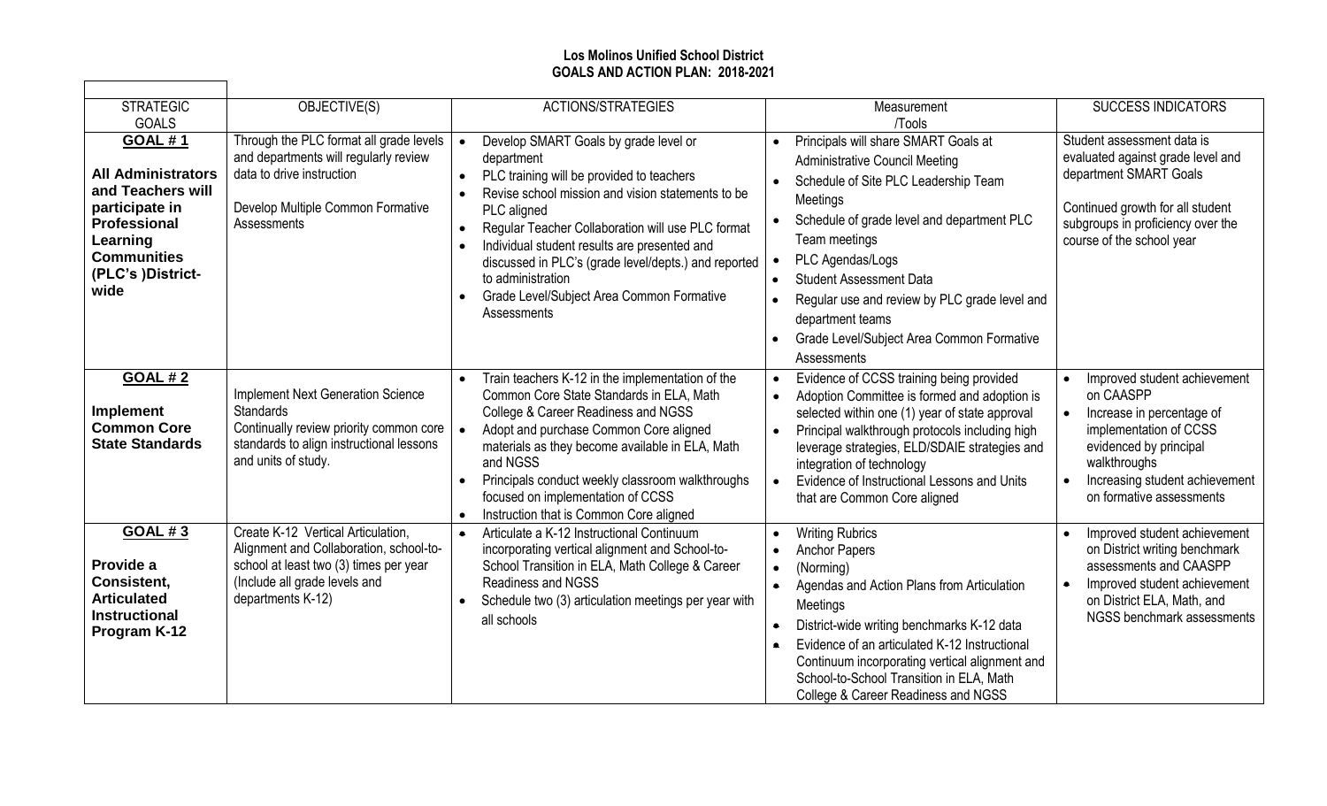# Los Molinos Unified School District
## GOALS AND ACTION PLAN: 2018-2021

| STRATEGIC GOALS | OBJECTIVE(S) | ACTIONS/STRATEGIES | Measurement /Tools | SUCCESS INDICATORS |
|---|---|---|---|---|
| **GOAL # 1** **All Administrators and Teachers will participate in Professional Learning Communities (PLC's )District-wide** | Through the PLC format all grade levels and departments will regularly review data to drive instruction<br><br>Develop Multiple Common Formative Assessments | • Develop SMART Goals by grade level or department<br>• PLC training will be provided to teachers<br>• Revise school mission and vision statements to be PLC aligned<br>• Regular Teacher Collaboration will use PLC format<br>• Individual student results are presented and discussed in PLC's (grade level/depts.) and reported to administration<br>• Grade Level/Subject Area Common Formative Assessments | • Principals will share SMART Goals at Administrative Council Meeting<br>• Schedule of Site PLC Leadership Team Meetings<br>• Schedule of grade level and department PLC Team meetings<br>• PLC Agendas/Logs<br>• Student Assessment Data<br>• Regular use and review by PLC grade level and department teams<br>• Grade Level/Subject Area Common Formative Assessments | Student assessment data is evaluated against grade level and department SMART Goals<br><br>Continued growth for all student subgroups in proficiency over the course of the school year |
| **GOAL # 2** **Implement Common Core State Standards** | Implement Next Generation Science Standards<br>Continually review priority common core standards to align instructional lessons and units of study. | • Train teachers K-12 in the implementation of the Common Core State Standards in ELA, Math College & Career Readiness and NGSS<br>• Adopt and purchase Common Core aligned materials as they become available in ELA, Math and NGSS<br>• Principals conduct weekly classroom walkthroughs focused on implementation of CCSS<br>• Instruction that is Common Core aligned | • Evidence of CCSS training being provided<br>• Adoption Committee is formed and adoption is selected within one (1) year of state approval<br>• Principal walkthrough protocols including high leverage strategies, ELD/SDAIE strategies and integration of technology<br>• Evidence of Instructional Lessons and Units that are Common Core aligned | • Improved student achievement on CAASPP<br>• Increase in percentage of implementation of CCSS evidenced by principal walkthroughs<br>• Increasing student achievement on formative assessments |
| **GOAL # 3** **Provide a Consistent, Articulated Instructional Program K-12** | Create K-12 Vertical Articulation, Alignment and Collaboration, school-to-school at least two (3) times per year (Include all grade levels and departments K-12) | • Articulate a K-12 Instructional Continuum incorporating vertical alignment and School-to-School Transition in ELA, Math College & Career Readiness and NGSS<br>• Schedule two (3) articulation meetings per year with all schools | • Writing Rubrics<br>• Anchor Papers<br>• (Norming)<br>• Agendas and Action Plans from Articulation Meetings<br>• District-wide writing benchmarks K-12 data<br>• Evidence of an articulated K-12 Instructional Continuum incorporating vertical alignment and School-to-School Transition in ELA, Math College & Career Readiness and NGSS | • Improved student achievement on District writing benchmark assessments and CAASPP<br>• Improved student achievement on District ELA, Math, and NGSS benchmark assessments |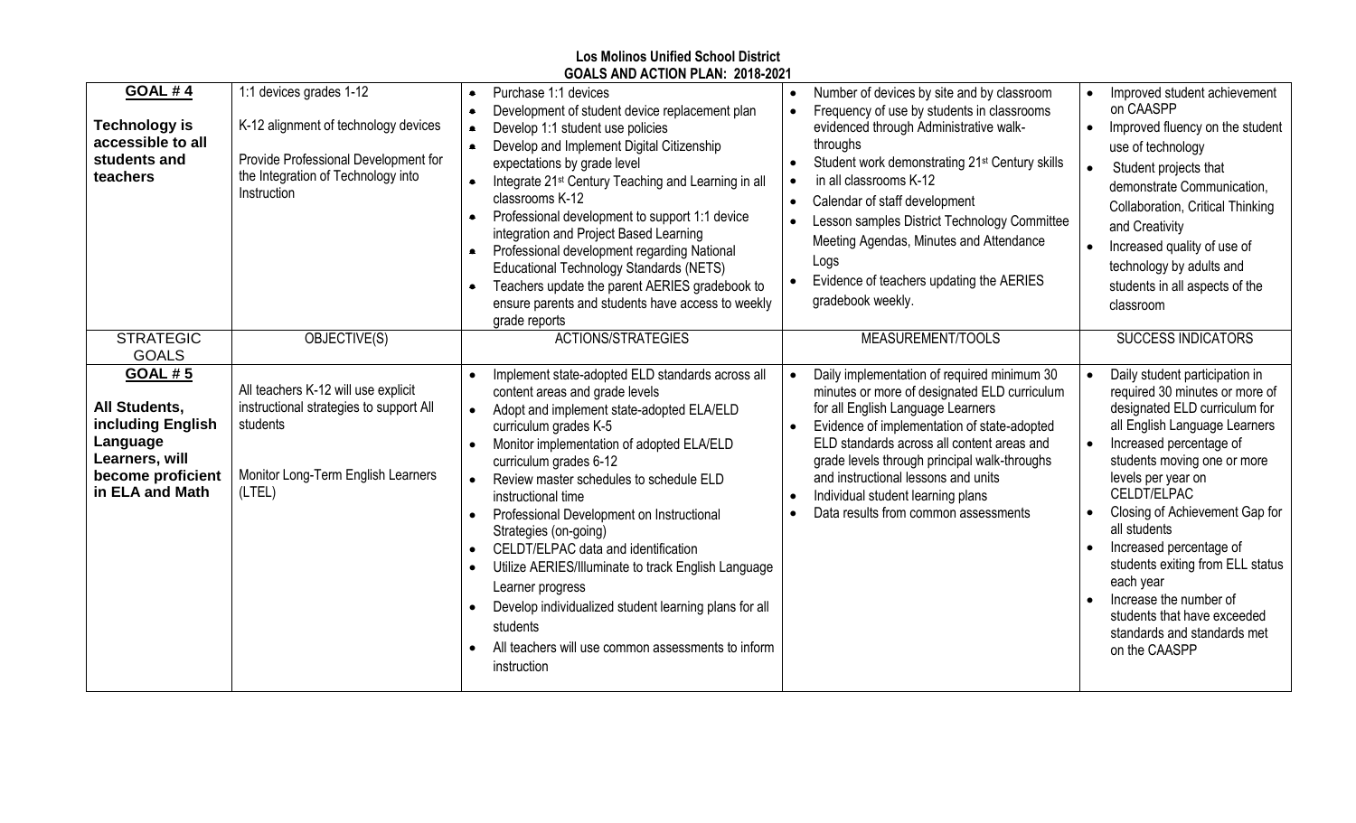**Los Molinos Unified School District**
**GOALS AND ACTION PLAN: 2018-2021**

| | | | | |
|---|---|---|---|---|
| **GOAL # 4**<br><br>**Technology is accessible to all students and teachers** | 1:1 devices grades 1-12<br><br>K-12 alignment of technology devices<br><br>Provide Professional Development for the Integration of Technology into Instruction | • Purchase 1:1 devices<br>• Development of student device replacement plan<br>• Develop 1:1 student use policies<br>• Develop and Implement Digital Citizenship expectations by grade level<br>• Integrate 21st Century Teaching and Learning in all classrooms K-12<br>• Professional development to support 1:1 device integration and Project Based Learning<br>• Professional development regarding National Educational Technology Standards (NETS)<br>• Teachers update the parent AERIES gradebook to ensure parents and students have access to weekly grade reports | • Number of devices by site and by classroom<br>• Frequency of use by students in classrooms evidenced through Administrative walk-throughs<br>• Student work demonstrating 21st Century skills<br>• in all classrooms K-12<br>• Calendar of staff development<br>• Lesson samples District Technology Committee Meeting Agendas, Minutes and Attendance Logs<br>• Evidence of teachers updating the AERIES gradebook weekly. | • Improved student achievement on CAASPP<br>• Improved fluency on the student use of technology<br>• Student projects that demonstrate Communication, Collaboration, Critical Thinking and Creativity<br>• Increased quality of use of technology by adults and students in all aspects of the classroom |
| STRATEGIC GOALS | OBJECTIVE(S) | ACTIONS/STRATEGIES | MEASUREMENT/TOOLS | SUCCESS INDICATORS |
| **GOAL # 5**<br><br>**All Students, including English Language Learners, will become proficient in ELA and Math** | All teachers K-12 will use explicit instructional strategies to support All students<br><br>Monitor Long-Term English Learners (LTEL) | • Implement state-adopted ELD standards across all content areas and grade levels<br>• Adopt and implement state-adopted ELA/ELD curriculum grades K-5<br>• Monitor implementation of adopted ELA/ELD curriculum grades 6-12<br>• Review master schedules to schedule ELD instructional time<br>• Professional Development on Instructional Strategies (on-going)<br>• CELDT/ELPAC data and identification<br>• Utilize AERIES/Illuminate to track English Language Learner progress<br>• Develop individualized student learning plans for all students<br>• All teachers will use common assessments to inform instruction | • Daily implementation of required minimum 30 minutes or more of designated ELD curriculum for all English Language Learners<br>• Evidence of implementation of state-adopted ELD standards across all content areas and grade levels through principal walk-throughs and instructional lessons and units<br>• Individual student learning plans<br>• Data results from common assessments | • Daily student participation in required 30 minutes or more of designated ELD curriculum for all English Language Learners<br>• Increased percentage of students moving one or more levels per year on CELDT/ELPAC<br>• Closing of Achievement Gap for all students<br>• Increased percentage of students exiting from ELL status each year<br>• Increase the number of students that have exceeded standards and standards met on the CAASPP |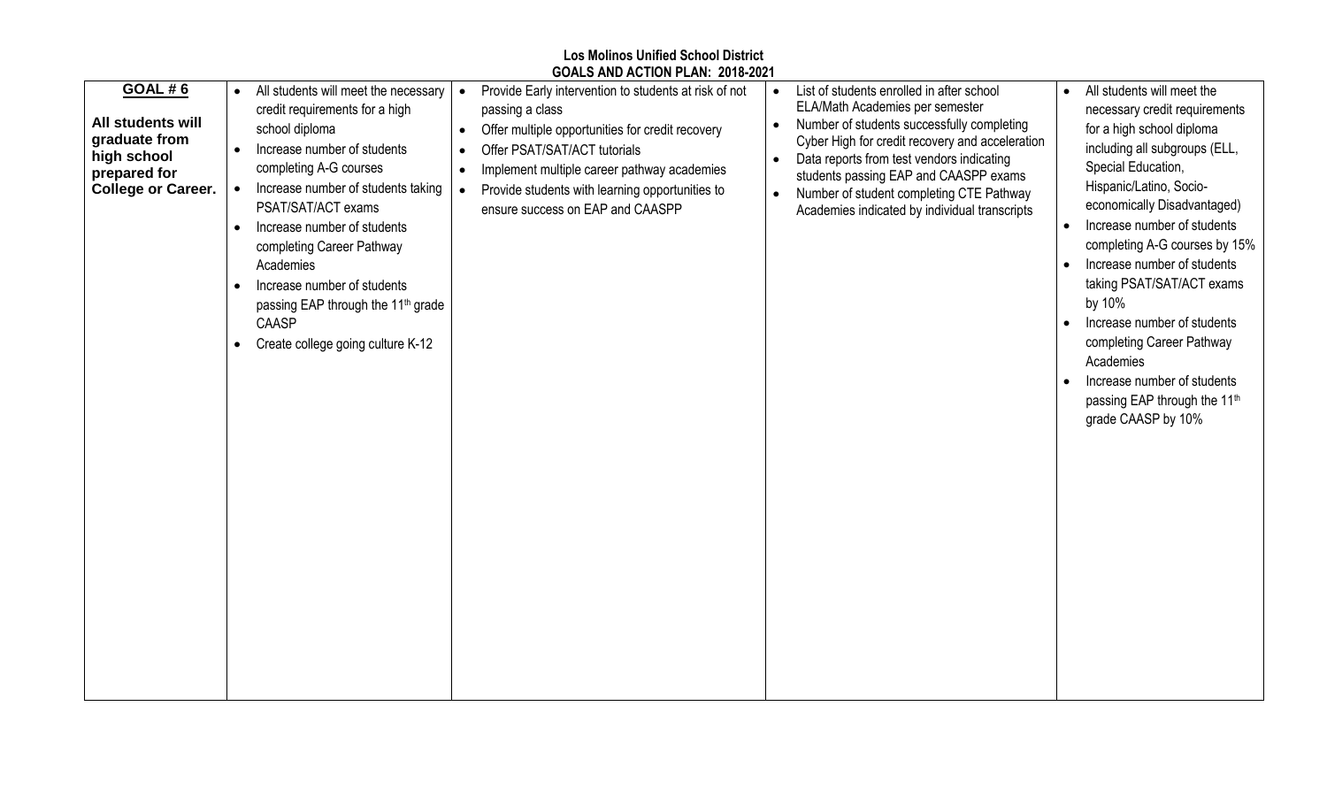**Los Molinos Unified School District**
**GOALS AND ACTION PLAN: 2018-2021**

| | | | | |
|---|---|---|---|---|
| **GOAL # 6**<br><br>**All students will graduate from high school prepared for College or Career.** | • All students will meet the necessary credit requirements for a high school diploma<br>• Increase number of students completing A-G courses<br>• Increase number of students taking PSAT/SAT/ACT exams<br>• Increase number of students completing Career Pathway Academies<br>• Increase number of students passing EAP through the 11th grade CAASP<br>• Create college going culture K-12 | • Provide Early intervention to students at risk of not passing a class<br>• Offer multiple opportunities for credit recovery<br>• Offer PSAT/SAT/ACT tutorials<br>• Implement multiple career pathway academies<br>• Provide students with learning opportunities to ensure success on EAP and CAASPP | • List of students enrolled in after school ELA/Math Academies per semester<br>• Number of students successfully completing Cyber High for credit recovery and acceleration<br>• Data reports from test vendors indicating students passing EAP and CAASPP exams<br>• Number of student completing CTE Pathway Academies indicated by individual transcripts | • All students will meet the necessary credit requirements for a high school diploma including all subgroups (ELL, Special Education, Hispanic/Latino, Socio-economically Disadvantaged)<br>• Increase number of students completing A-G courses by 15%<br>• Increase number of students taking PSAT/SAT/ACT exams by 10%<br>• Increase number of students completing Career Pathway Academies<br>• Increase number of students passing EAP through the 11th grade CAASP by 10% |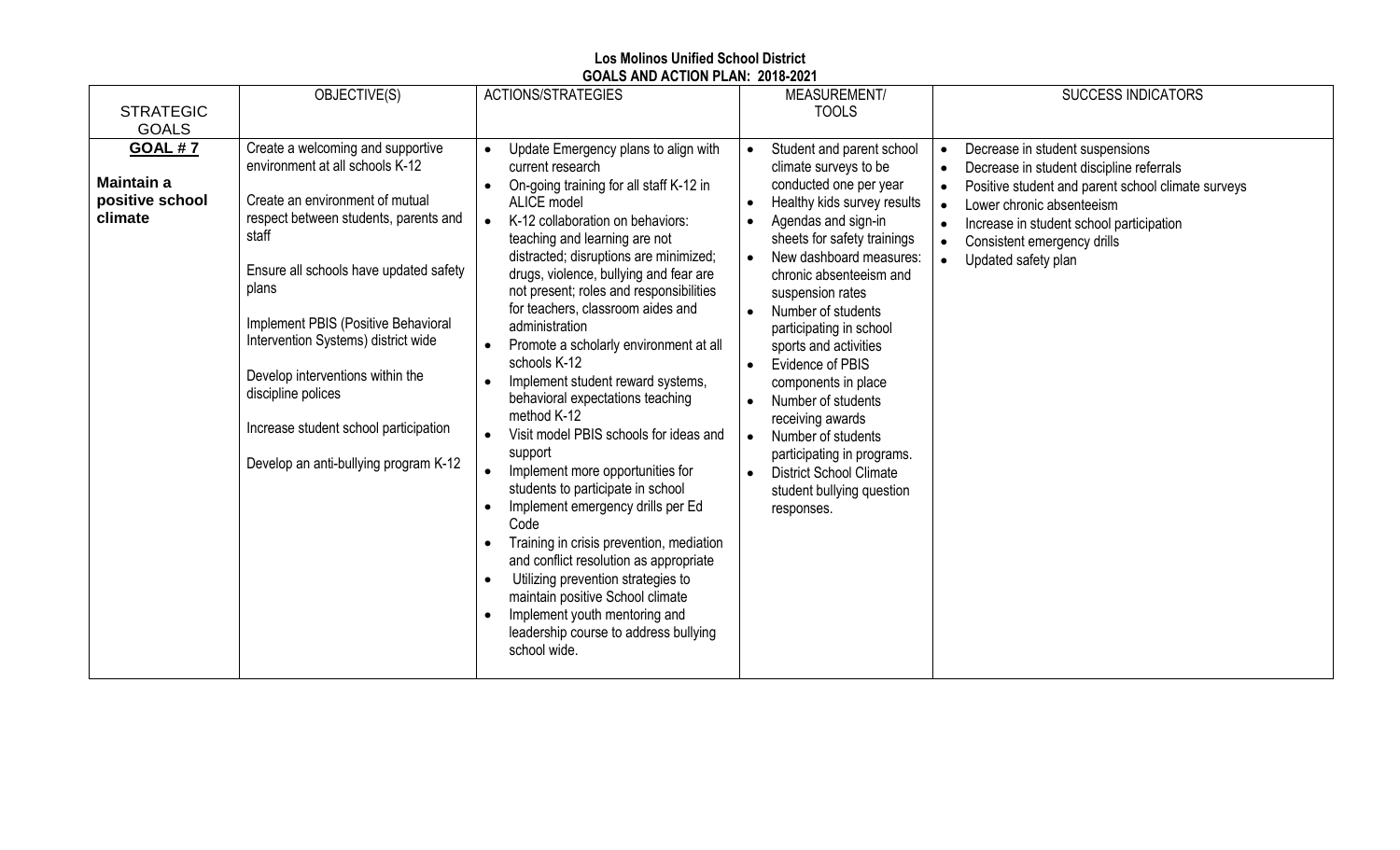**Los Molinos Unified School District**
**GOALS AND ACTION PLAN: 2018-2021**

| STRATEGIC GOALS | OBJECTIVE(S) | ACTIONS/STRATEGIES | MEASUREMENT/ TOOLS | SUCCESS INDICATORS |
|---|---|---|---|---|
| **GOAL # 7**<br><br>**Maintain a positive school climate** | Create a welcoming and supportive environment at all schools K-12<br><br>Create an environment of mutual respect between students, parents and staff<br><br>Ensure all schools have updated safety plans<br><br>Implement PBIS (Positive Behavioral Intervention Systems) district wide<br><br>Develop interventions within the discipline polices<br><br>Increase student school participation<br><br>Develop an anti-bullying program K-12 | • Update Emergency plans to align with current research<br>• On-going training for all staff K-12 in ALICE model<br>• K-12 collaboration on behaviors: teaching and learning are not distracted; disruptions are minimized; drugs, violence, bullying and fear are not present; roles and responsibilities for teachers, classroom aides and administration<br>• Promote a scholarly environment at all schools K-12<br>• Implement student reward systems, behavioral expectations teaching method K-12<br>• Visit model PBIS schools for ideas and support<br>• Implement more opportunities for students to participate in school<br>• Implement emergency drills per Ed Code<br>• Training in crisis prevention, mediation and conflict resolution as appropriate<br>• Utilizing prevention strategies to maintain positive School climate<br>• Implement youth mentoring and leadership course to address bullying school wide. | • Student and parent school climate surveys to be conducted one per year<br>• Healthy kids survey results<br>• Agendas and sign-in sheets for safety trainings<br>• New dashboard measures: chronic absenteeism and suspension rates<br>• Number of students participating in school sports and activities<br>• Evidence of PBIS components in place<br>• Number of students receiving awards<br>• Number of students participating in programs.<br>• District School Climate student bullying question responses. | • Decrease in student suspensions<br>• Decrease in student discipline referrals<br>• Positive student and parent school climate surveys<br>• Lower chronic absenteeism<br>• Increase in student school participation<br>• Consistent emergency drills<br>• Updated safety plan |